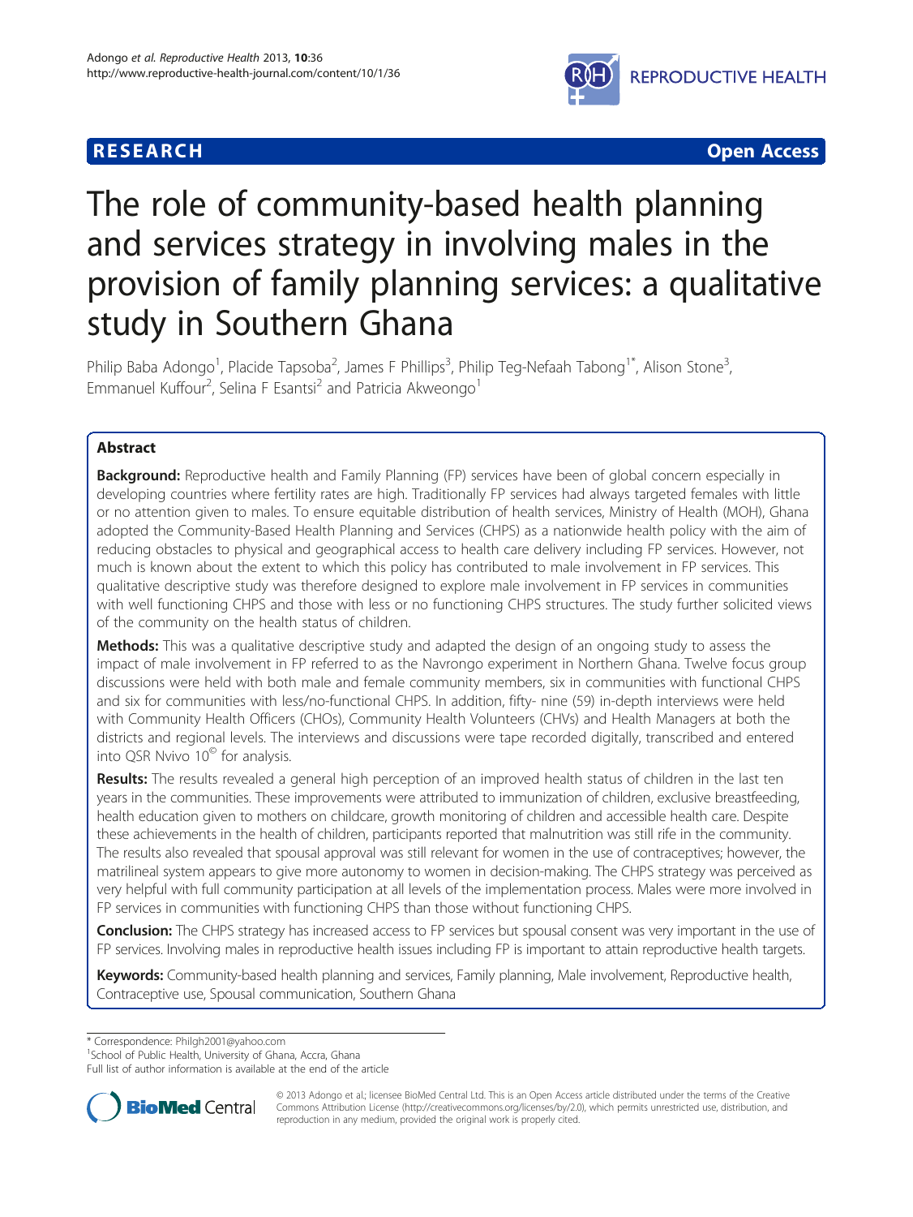**RESEARCH** **Open Access**

# The role of community-based health planning and services strategy in involving males in the provision of family planning services: a qualitative study in Southern Ghana

Philip Baba Adongo[1], Placide Tapsoba[2], James F Phillips[3], Philip Teg-Nefaah Tabong[1*], Alison Stone[3], Emmanuel Kuffour[2], Selina F Esantsi[2] and Patricia Akweongo[1]

## Abstract

**Background:** Reproductive health and Family Planning (FP) services have been of global concern especially in developing countries where fertility rates are high. Traditionally FP services had always targeted females with little or no attention given to males. To ensure equitable distribution of health services, Ministry of Health (MOH), Ghana adopted the Community-Based Health Planning and Services (CHPS) as a nationwide health policy with the aim of reducing obstacles to physical and geographical access to health care delivery including FP services. However, not much is known about the extent to which this policy has contributed to male involvement in FP services. This qualitative descriptive study was therefore designed to explore male involvement in FP services in communities with well functioning CHPS and those with less or no functioning CHPS structures. The study further solicited views of the community on the health status of children.

**Methods:** This was a qualitative descriptive study and adapted the design of an ongoing study to assess the impact of male involvement in FP referred to as the Navrongo experiment in Northern Ghana. Twelve focus group discussions were held with both male and female community members, six in communities with functional CHPS and six for communities with less/no-functional CHPS. In addition, fifty- nine (59) in-depth interviews were held with Community Health Officers (CHOs), Community Health Volunteers (CHVs) and Health Managers at both the districts and regional levels. The interviews and discussions were tape recorded digitally, transcribed and entered into QSR Nvivo 10© for analysis.

**Results:** The results revealed a general high perception of an improved health status of children in the last ten years in the communities. These improvements were attributed to immunization of children, exclusive breastfeeding, health education given to mothers on childcare, growth monitoring of children and accessible health care. Despite these achievements in the health of children, participants reported that malnutrition was still rife in the community. The results also revealed that spousal approval was still relevant for women in the use of contraceptives; however, the matrilineal system appears to give more autonomy to women in decision-making. The CHPS strategy was perceived as very helpful with full community participation at all levels of the implementation process. Males were more involved in FP services in communities with functioning CHPS than those without functioning CHPS.

**Conclusion:** The CHPS strategy has increased access to FP services but spousal consent was very important in the use of FP services. Involving males in reproductive health issues including FP is important to attain reproductive health targets.

**Keywords:** Community-based health planning and services, Family planning, Male involvement, Reproductive health, Contraceptive use, Spousal communication, Southern Ghana

\* Correspondence: Philgh2001@yahoo.com
[1]School of Public Health, University of Ghana, Accra, Ghana
Full list of author information is available at the end of the article

© 2013 Adongo et al.; licensee BioMed Central Ltd. This is an Open Access article distributed under the terms of the Creative Commons Attribution License (http://creativecommons.org/licenses/by/2.0), which permits unrestricted use, distribution, and reproduction in any medium, provided the original work is properly cited.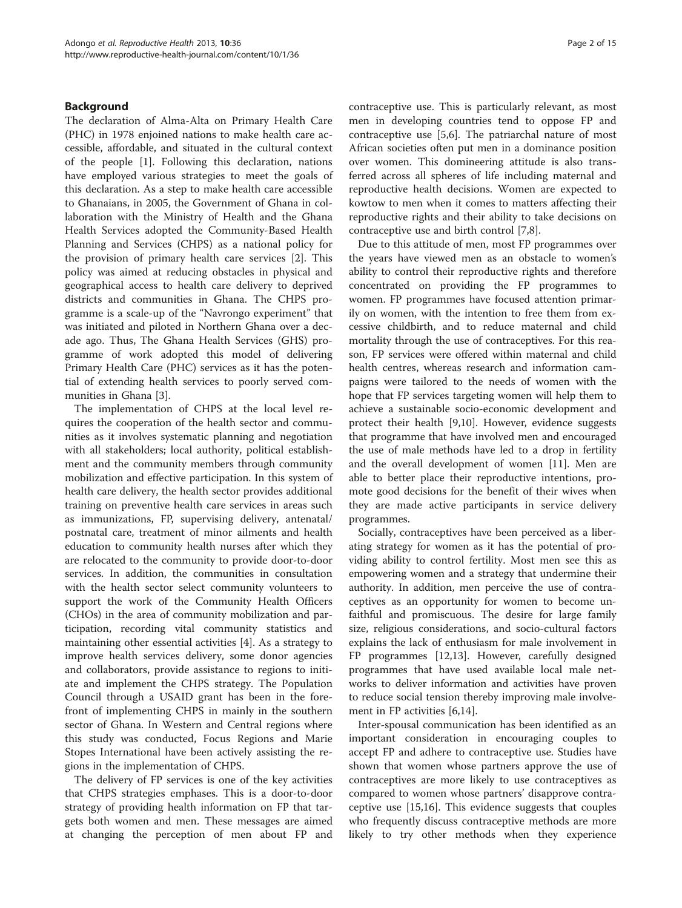## Background

The declaration of Alma-Alta on Primary Health Care (PHC) in 1978 enjoined nations to make health care accessible, affordable, and situated in the cultural context of the people [1]. Following this declaration, nations have employed various strategies to meet the goals of this declaration. As a step to make health care accessible to Ghanaians, in 2005, the Government of Ghana in collaboration with the Ministry of Health and the Ghana Health Services adopted the Community-Based Health Planning and Services (CHPS) as a national policy for the provision of primary health care services [2]. This policy was aimed at reducing obstacles in physical and geographical access to health care delivery to deprived districts and communities in Ghana. The CHPS programme is a scale-up of the "Navrongo experiment" that was initiated and piloted in Northern Ghana over a decade ago. Thus, The Ghana Health Services (GHS) programme of work adopted this model of delivering Primary Health Care (PHC) services as it has the potential of extending health services to poorly served communities in Ghana [3].

The implementation of CHPS at the local level requires the cooperation of the health sector and communities as it involves systematic planning and negotiation with all stakeholders; local authority, political establishment and the community members through community mobilization and effective participation. In this system of health care delivery, the health sector provides additional training on preventive health care services in areas such as immunizations, FP, supervising delivery, antenatal/postnatal care, treatment of minor ailments and health education to community health nurses after which they are relocated to the community to provide door-to-door services. In addition, the communities in consultation with the health sector select community volunteers to support the work of the Community Health Officers (CHOs) in the area of community mobilization and participation, recording vital community statistics and maintaining other essential activities [4]. As a strategy to improve health services delivery, some donor agencies and collaborators, provide assistance to regions to initiate and implement the CHPS strategy. The Population Council through a USAID grant has been in the forefront of implementing CHPS in mainly in the southern sector of Ghana. In Western and Central regions where this study was conducted, Focus Regions and Marie Stopes International have been actively assisting the regions in the implementation of CHPS.

The delivery of FP services is one of the key activities that CHPS strategies emphases. This is a door-to-door strategy of providing health information on FP that targets both women and men. These messages are aimed at changing the perception of men about FP and contraceptive use. This is particularly relevant, as most men in developing countries tend to oppose FP and contraceptive use [5,6]. The patriarchal nature of most African societies often put men in a dominance position over women. This domineering attitude is also transferred across all spheres of life including maternal and reproductive health decisions. Women are expected to kowtow to men when it comes to matters affecting their reproductive rights and their ability to take decisions on contraceptive use and birth control [7,8].

Due to this attitude of men, most FP programmes over the years have viewed men as an obstacle to women's ability to control their reproductive rights and therefore concentrated on providing the FP programmes to women. FP programmes have focused attention primarily on women, with the intention to free them from excessive childbirth, and to reduce maternal and child mortality through the use of contraceptives. For this reason, FP services were offered within maternal and child health centres, whereas research and information campaigns were tailored to the needs of women with the hope that FP services targeting women will help them to achieve a sustainable socio-economic development and protect their health [9,10]. However, evidence suggests that programme that have involved men and encouraged the use of male methods have led to a drop in fertility and the overall development of women [11]. Men are able to better place their reproductive intentions, promote good decisions for the benefit of their wives when they are made active participants in service delivery programmes.

Socially, contraceptives have been perceived as a liberating strategy for women as it has the potential of providing ability to control fertility. Most men see this as empowering women and a strategy that undermine their authority. In addition, men perceive the use of contraceptives as an opportunity for women to become unfaithful and promiscuous. The desire for large family size, religious considerations, and socio-cultural factors explains the lack of enthusiasm for male involvement in FP programmes [12,13]. However, carefully designed programmes that have used available local male networks to deliver information and activities have proven to reduce social tension thereby improving male involvement in FP activities [6,14].

Inter-spousal communication has been identified as an important consideration in encouraging couples to accept FP and adhere to contraceptive use. Studies have shown that women whose partners approve the use of contraceptives are more likely to use contraceptives as compared to women whose partners' disapprove contraceptive use [15,16]. This evidence suggests that couples who frequently discuss contraceptive methods are more likely to try other methods when they experience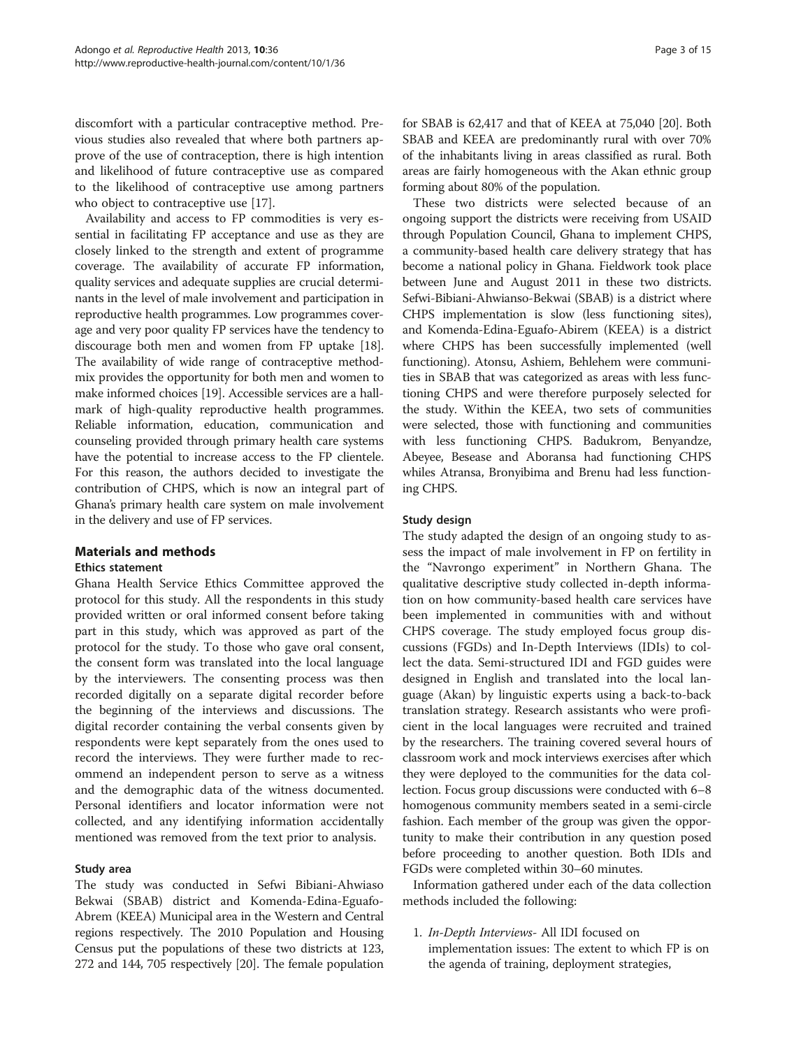discomfort with a particular contraceptive method. Previous studies also revealed that where both partners approve of the use of contraception, there is high intention and likelihood of future contraceptive use as compared to the likelihood of contraceptive use among partners who object to contraceptive use [17].

Availability and access to FP commodities is very essential in facilitating FP acceptance and use as they are closely linked to the strength and extent of programme coverage. The availability of accurate FP information, quality services and adequate supplies are crucial determinants in the level of male involvement and participation in reproductive health programmes. Low programmes coverage and very poor quality FP services have the tendency to discourage both men and women from FP uptake [18]. The availability of wide range of contraceptive method-mix provides the opportunity for both men and women to make informed choices [19]. Accessible services are a hallmark of high-quality reproductive health programmes. Reliable information, education, communication and counseling provided through primary health care systems have the potential to increase access to the FP clientele. For this reason, the authors decided to investigate the contribution of CHPS, which is now an integral part of Ghana's primary health care system on male involvement in the delivery and use of FP services.

## Materials and methods

### Ethics statement

Ghana Health Service Ethics Committee approved the protocol for this study. All the respondents in this study provided written or oral informed consent before taking part in this study, which was approved as part of the protocol for the study. To those who gave oral consent, the consent form was translated into the local language by the interviewers. The consenting process was then recorded digitally on a separate digital recorder before the beginning of the interviews and discussions. The digital recorder containing the verbal consents given by respondents were kept separately from the ones used to record the interviews. They were further made to recommend an independent person to serve as a witness and the demographic data of the witness documented. Personal identifiers and locator information were not collected, and any identifying information accidentally mentioned was removed from the text prior to analysis.

### Study area

The study was conducted in Sefwi Bibiani-Ahwiaso Bekwai (SBAB) district and Komenda-Edina-Eguafo-Abrem (KEEA) Municipal area in the Western and Central regions respectively. The 2010 Population and Housing Census put the populations of these two districts at 123, 272 and 144, 705 respectively [20]. The female population for SBAB is 62,417 and that of KEEA at 75,040 [20]. Both SBAB and KEEA are predominantly rural with over 70% of the inhabitants living in areas classified as rural. Both areas are fairly homogeneous with the Akan ethnic group forming about 80% of the population.

These two districts were selected because of an ongoing support the districts were receiving from USAID through Population Council, Ghana to implement CHPS, a community-based health care delivery strategy that has become a national policy in Ghana. Fieldwork took place between June and August 2011 in these two districts. Sefwi-Bibiani-Ahwianso-Bekwai (SBAB) is a district where CHPS implementation is slow (less functioning sites), and Komenda-Edina-Eguafo-Abirem (KEEA) is a district where CHPS has been successfully implemented (well functioning). Atonsu, Ashiem, Behlehem were communities in SBAB that was categorized as areas with less functioning CHPS and were therefore purposely selected for the study. Within the KEEA, two sets of communities were selected, those with functioning and communities with less functioning CHPS. Badukrom, Benyandze, Abeyee, Besease and Aboransa had functioning CHPS whiles Atransa, Bronyibima and Brenu had less functioning CHPS.

### Study design

The study adapted the design of an ongoing study to assess the impact of male involvement in FP on fertility in the "Navrongo experiment" in Northern Ghana. The qualitative descriptive study collected in-depth information on how community-based health care services have been implemented in communities with and without CHPS coverage. The study employed focus group discussions (FGDs) and In-Depth Interviews (IDIs) to collect the data. Semi-structured IDI and FGD guides were designed in English and translated into the local language (Akan) by linguistic experts using a back-to-back translation strategy. Research assistants who were proficient in the local languages were recruited and trained by the researchers. The training covered several hours of classroom work and mock interviews exercises after which they were deployed to the communities for the data collection. Focus group discussions were conducted with 6–8 homogenous community members seated in a semi-circle fashion. Each member of the group was given the opportunity to make their contribution in any question posed before proceeding to another question. Both IDIs and FGDs were completed within 30–60 minutes.

Information gathered under each of the data collection methods included the following:

1. *In-Depth Interviews-* All IDI focused on implementation issues: The extent to which FP is on the agenda of training, deployment strategies,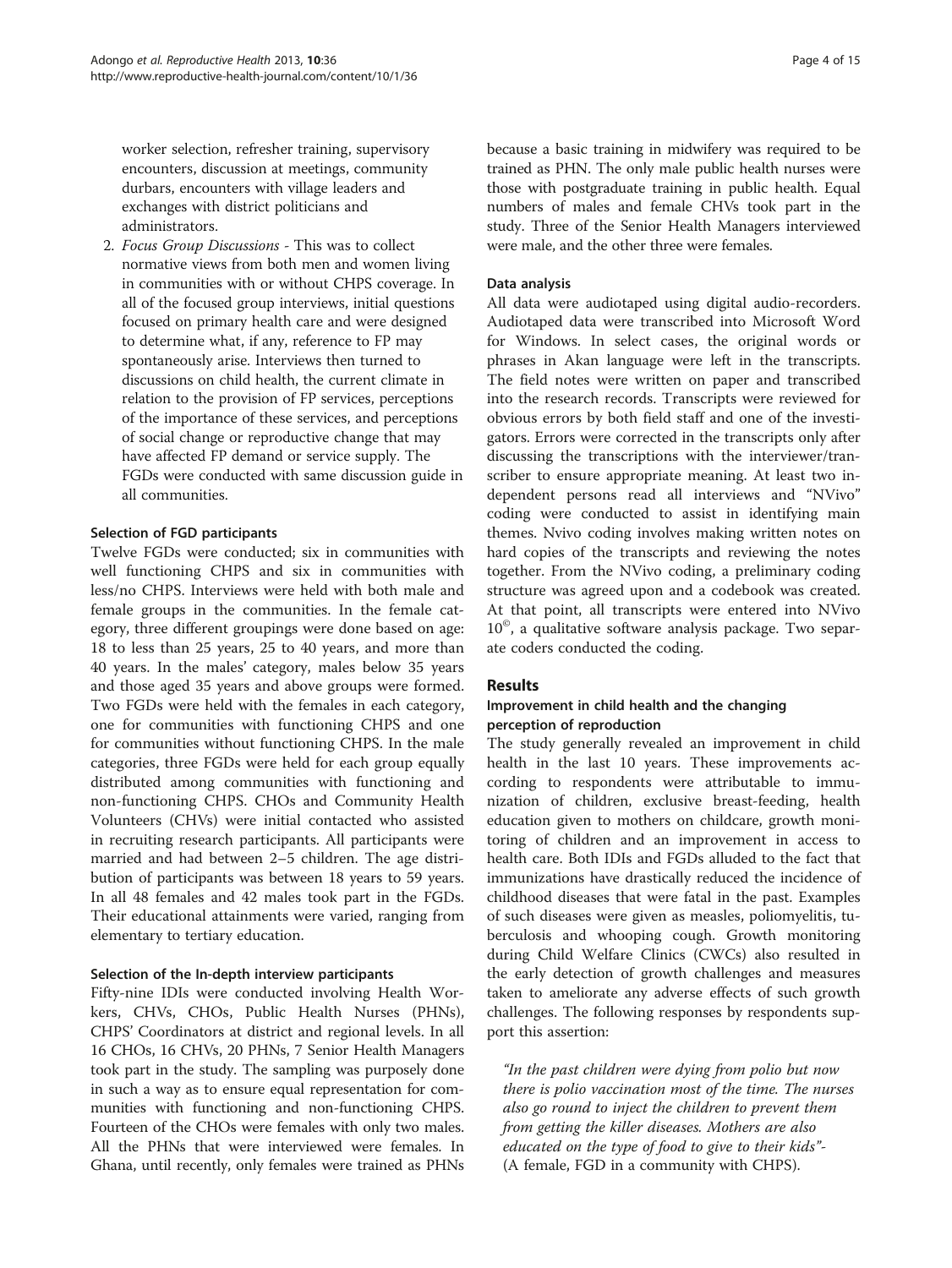worker selection, refresher training, supervisory encounters, discussion at meetings, community durbars, encounters with village leaders and exchanges with district politicians and administrators.

2. *Focus Group Discussions* - This was to collect normative views from both men and women living in communities with or without CHPS coverage. In all of the focused group interviews, initial questions focused on primary health care and were designed to determine what, if any, reference to FP may spontaneously arise. Interviews then turned to discussions on child health, the current climate in relation to the provision of FP services, perceptions of the importance of these services, and perceptions of social change or reproductive change that may have affected FP demand or service supply. The FGDs were conducted with same discussion guide in all communities.

#### Selection of FGD participants

Twelve FGDs were conducted; six in communities with well functioning CHPS and six in communities with less/no CHPS. Interviews were held with both male and female groups in the communities. In the female category, three different groupings were done based on age: 18 to less than 25 years, 25 to 40 years, and more than 40 years. In the males' category, males below 35 years and those aged 35 years and above groups were formed. Two FGDs were held with the females in each category, one for communities with functioning CHPS and one for communities without functioning CHPS. In the male categories, three FGDs were held for each group equally distributed among communities with functioning and non-functioning CHPS. CHOs and Community Health Volunteers (CHVs) were initial contacted who assisted in recruiting research participants. All participants were married and had between 2–5 children. The age distribution of participants was between 18 years to 59 years. In all 48 females and 42 males took part in the FGDs. Their educational attainments were varied, ranging from elementary to tertiary education.

#### Selection of the In-depth interview participants

Fifty-nine IDIs were conducted involving Health Workers, CHVs, CHOs, Public Health Nurses (PHNs), CHPS' Coordinators at district and regional levels. In all 16 CHOs, 16 CHVs, 20 PHNs, 7 Senior Health Managers took part in the study. The sampling was purposely done in such a way as to ensure equal representation for communities with functioning and non-functioning CHPS. Fourteen of the CHOs were females with only two males. All the PHNs that were interviewed were females. In Ghana, until recently, only females were trained as PHNs because a basic training in midwifery was required to be trained as PHN. The only male public health nurses were those with postgraduate training in public health. Equal numbers of males and female CHVs took part in the study. Three of the Senior Health Managers interviewed were male, and the other three were females.

#### Data analysis

All data were audiotaped using digital audio-recorders. Audiotaped data were transcribed into Microsoft Word for Windows. In select cases, the original words or phrases in Akan language were left in the transcripts. The field notes were written on paper and transcribed into the research records. Transcripts were reviewed for obvious errors by both field staff and one of the investigators. Errors were corrected in the transcripts only after discussing the transcriptions with the interviewer/transcriber to ensure appropriate meaning. At least two independent persons read all interviews and "NVivo" coding were conducted to assist in identifying main themes. Nvivo coding involves making written notes on hard copies of the transcripts and reviewing the notes together. From the NVivo coding, a preliminary coding structure was agreed upon and a codebook was created. At that point, all transcripts were entered into NVivo 10©, a qualitative software analysis package. Two separate coders conducted the coding.

## Results

### Improvement in child health and the changing perception of reproduction

The study generally revealed an improvement in child health in the last 10 years. These improvements according to respondents were attributable to immunization of children, exclusive breast-feeding, health education given to mothers on childcare, growth monitoring of children and an improvement in access to health care. Both IDIs and FGDs alluded to the fact that immunizations have drastically reduced the incidence of childhood diseases that were fatal in the past. Examples of such diseases were given as measles, poliomyelitis, tuberculosis and whooping cough. Growth monitoring during Child Welfare Clinics (CWCs) also resulted in the early detection of growth challenges and measures taken to ameliorate any adverse effects of such growth challenges. The following responses by respondents support this assertion:

> *"In the past children were dying from polio but now there is polio vaccination most of the time. The nurses also go round to inject the children to prevent them from getting the killer diseases. Mothers are also educated on the type of food to give to their kids"*- (A female, FGD in a community with CHPS).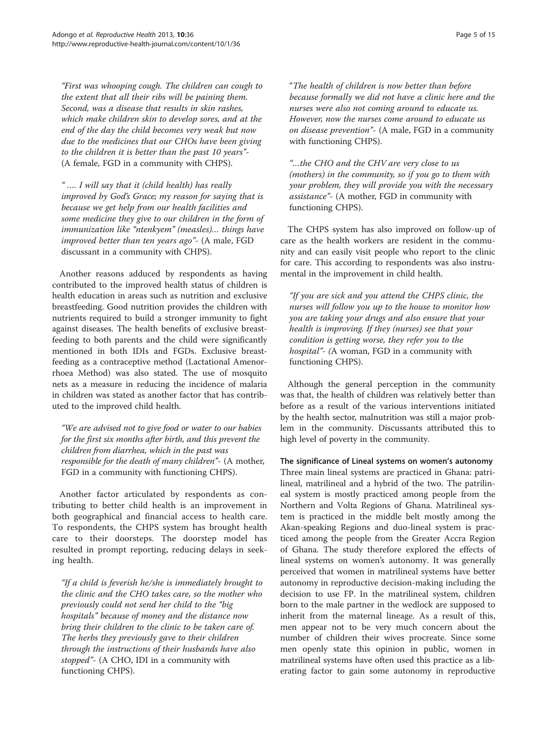*"First was whooping cough. The children can cough to the extent that all their ribs will be paining them. Second, was a disease that results in skin rashes, which make children skin to develop sores, and at the end of the day the child becomes very weak but now due to the medicines that our CHOs have been giving to the children it is better than the past 10 years"*- (A female, FGD in a community with CHPS).

*" …. I will say that it (child health) has really improved by God's Grace; my reason for saying that is because we get help from our health facilities and some medicine they give to our children in the form of immunization like "ntenkyem" (measles)… things have improved better than ten years ago"*- (A male, FGD discussant in a community with CHPS).

Another reasons adduced by respondents as having contributed to the improved health status of children is health education in areas such as nutrition and exclusive breastfeeding. Good nutrition provides the children with nutrients required to build a stronger immunity to fight against diseases. The health benefits of exclusive breastfeeding to both parents and the child were significantly mentioned in both IDIs and FGDs. Exclusive breastfeeding as a contraceptive method (Lactational Amenorrhoea Method) was also stated. The use of mosquito nets as a measure in reducing the incidence of malaria in children was stated as another factor that has contributed to the improved child health.

*"We are advised not to give food or water to our babies for the first six months after birth, and this prevent the children from diarrhea, which in the past was responsible for the death of many children"*- (A mother, FGD in a community with functioning CHPS).

Another factor articulated by respondents as contributing to better child health is an improvement in both geographical and financial access to health care. To respondents, the CHPS system has brought health care to their doorsteps. The doorstep model has resulted in prompt reporting, reducing delays in seeking health.

*"If a child is feverish he/she is immediately brought to the clinic and the CHO takes care, so the mother who previously could not send her child to the "big hospitals" because of money and the distance now bring their children to the clinic to be taken care of. The herbs they previously gave to their children through the instructions of their husbands have also stopped"*- (A CHO, IDI in a community with functioning CHPS).

"*The health of children is now better than before because formally we did not have a clinic here and the nurses were also not coming around to educate us. However, now the nurses come around to educate us on disease prevention"*- (A male, FGD in a community with functioning CHPS).

*"…the CHO and the CHV are very close to us (mothers) in the community, so if you go to them with your problem, they will provide you with the necessary assistance"*- (A mother, FGD in community with functioning CHPS).

The CHPS system has also improved on follow-up of care as the health workers are resident in the community and can easily visit people who report to the clinic for care. This according to respondents was also instrumental in the improvement in child health.

*"If you are sick and you attend the CHPS clinic, the nurses will follow you up to the house to monitor how you are taking your drugs and also ensure that your health is improving. If they (nurses) see that your condition is getting worse, they refer you to the hospital"*- (A woman, FGD in a community with functioning CHPS).

Although the general perception in the community was that, the health of children was relatively better than before as a result of the various interventions initiated by the health sector, malnutrition was still a major problem in the community. Discussants attributed this to high level of poverty in the community.

**The significance of Lineal systems on women's autonomy**

Three main lineal systems are practiced in Ghana: patrilineal, matrilineal and a hybrid of the two. The patrilineal system is mostly practiced among people from the Northern and Volta Regions of Ghana. Matrilineal system is practiced in the middle belt mostly among the Akan-speaking Regions and duo-lineal system is practiced among the people from the Greater Accra Region of Ghana. The study therefore explored the effects of lineal systems on women's autonomy. It was generally perceived that women in matrilineal systems have better autonomy in reproductive decision-making including the decision to use FP. In the matrilineal system, children born to the male partner in the wedlock are supposed to inherit from the maternal lineage. As a result of this, men appear not to be very much concern about the number of children their wives procreate. Since some men openly state this opinion in public, women in matrilineal systems have often used this practice as a liberating factor to gain some autonomy in reproductive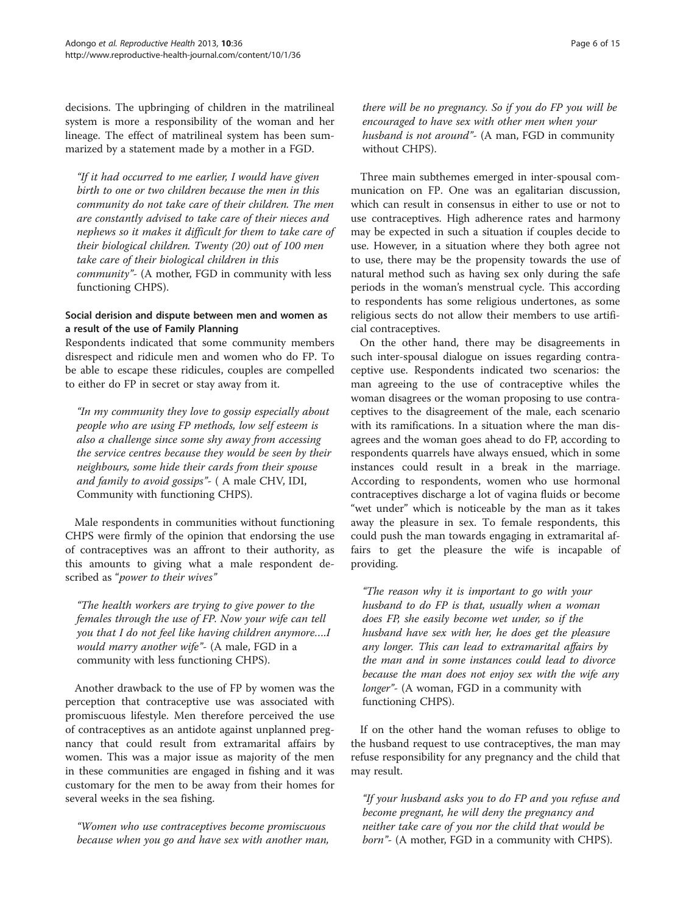decisions. The upbringing of children in the matrilineal system is more a responsibility of the woman and her lineage. The effect of matrilineal system has been summarized by a statement made by a mother in a FGD.

> *"If it had occurred to me earlier, I would have given birth to one or two children because the men in this community do not take care of their children. The men are constantly advised to take care of their nieces and nephews so it makes it difficult for them to take care of their biological children. Twenty (20) out of 100 men take care of their biological children in this community"*- (A mother, FGD in community with less functioning CHPS).

### Social derision and dispute between men and women as a result of the use of Family Planning

Respondents indicated that some community members disrespect and ridicule men and women who do FP. To be able to escape these ridicules, couples are compelled to either do FP in secret or stay away from it.

> *"In my community they love to gossip especially about people who are using FP methods, low self esteem is also a challenge since some shy away from accessing the service centres because they would be seen by their neighbours, some hide their cards from their spouse and family to avoid gossips"*- ( A male CHV, IDI, Community with functioning CHPS).

Male respondents in communities without functioning CHPS were firmly of the opinion that endorsing the use of contraceptives was an affront to their authority, as this amounts to giving what a male respondent described as *"power to their wives"*

> *"The health workers are trying to give power to the females through the use of FP. Now your wife can tell you that I do not feel like having children anymore....I would marry another wife"*- (A male, FGD in a community with less functioning CHPS).

Another drawback to the use of FP by women was the perception that contraceptive use was associated with promiscuous lifestyle. Men therefore perceived the use of contraceptives as an antidote against unplanned pregnancy that could result from extramarital affairs by women. This was a major issue as majority of the men in these communities are engaged in fishing and it was customary for the men to be away from their homes for several weeks in the sea fishing.

> *"Women who use contraceptives become promiscuous because when you go and have sex with another man, there will be no pregnancy. So if you do FP you will be encouraged to have sex with other men when your husband is not around"*- (A man, FGD in community without CHPS).

Three main subthemes emerged in inter-spousal communication on FP. One was an egalitarian discussion, which can result in consensus in either to use or not to use contraceptives. High adherence rates and harmony may be expected in such a situation if couples decide to use. However, in a situation where they both agree not to use, there may be the propensity towards the use of natural method such as having sex only during the safe periods in the woman's menstrual cycle. This according to respondents has some religious undertones, as some religious sects do not allow their members to use artificial contraceptives.

On the other hand, there may be disagreements in such inter-spousal dialogue on issues regarding contraceptive use. Respondents indicated two scenarios: the man agreeing to the use of contraceptive whiles the woman disagrees or the woman proposing to use contraceptives to the disagreement of the male, each scenario with its ramifications. In a situation where the man disagrees and the woman goes ahead to do FP, according to respondents quarrels have always ensued, which in some instances could result in a break in the marriage. According to respondents, women who use hormonal contraceptives discharge a lot of vagina fluids or become "wet under" which is noticeable by the man as it takes away the pleasure in sex. To female respondents, this could push the man towards engaging in extramarital affairs to get the pleasure the wife is incapable of providing.

> *"The reason why it is important to go with your husband to do FP is that, usually when a woman does FP, she easily become wet under, so if the husband have sex with her, he does get the pleasure any longer. This can lead to extramarital affairs by the man and in some instances could lead to divorce because the man does not enjoy sex with the wife any longer"*- (A woman, FGD in a community with functioning CHPS).

If on the other hand the woman refuses to oblige to the husband request to use contraceptives, the man may refuse responsibility for any pregnancy and the child that may result.

> *"If your husband asks you to do FP and you refuse and become pregnant, he will deny the pregnancy and neither take care of you nor the child that would be born"*- (A mother, FGD in a community with CHPS).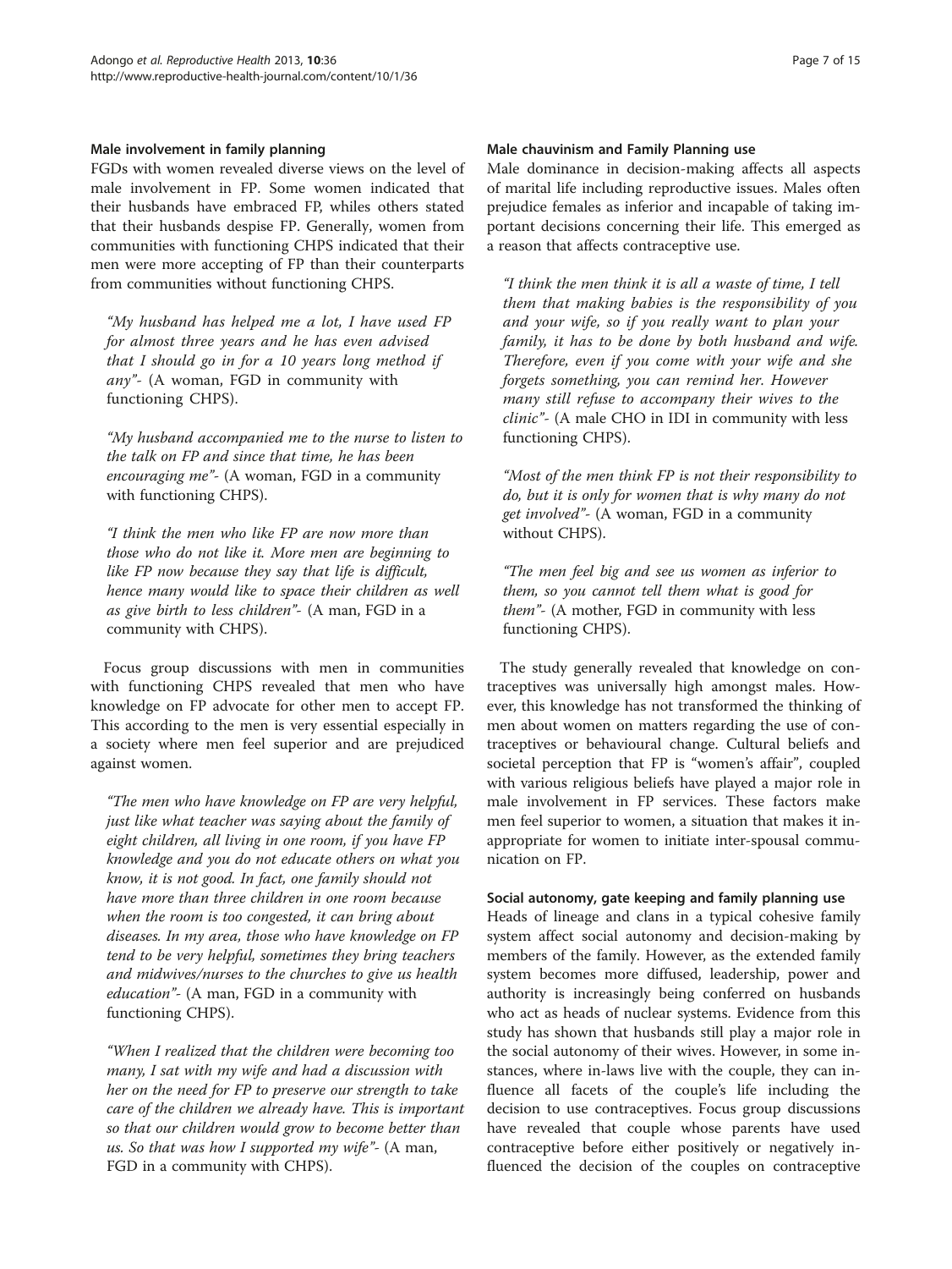### Male involvement in family planning

FGDs with women revealed diverse views on the level of male involvement in FP. Some women indicated that their husbands have embraced FP, whiles others stated that their husbands despise FP. Generally, women from communities with functioning CHPS indicated that their men were more accepting of FP than their counterparts from communities without functioning CHPS.

> *"My husband has helped me a lot, I have used FP for almost three years and he has even advised that I should go in for a 10 years long method if any"*- (A woman, FGD in community with functioning CHPS).

> *"My husband accompanied me to the nurse to listen to the talk on FP and since that time, he has been encouraging me"*- (A woman, FGD in a community with functioning CHPS).

> *"I think the men who like FP are now more than those who do not like it. More men are beginning to like FP now because they say that life is difficult, hence many would like to space their children as well as give birth to less children"*- (A man, FGD in a community with CHPS).

Focus group discussions with men in communities with functioning CHPS revealed that men who have knowledge on FP advocate for other men to accept FP. This according to the men is very essential especially in a society where men feel superior and are prejudiced against women.

> *"The men who have knowledge on FP are very helpful, just like what teacher was saying about the family of eight children, all living in one room, if you have FP knowledge and you do not educate others on what you know, it is not good. In fact, one family should not have more than three children in one room because when the room is too congested, it can bring about diseases. In my area, those who have knowledge on FP tend to be very helpful, sometimes they bring teachers and midwives/nurses to the churches to give us health education"*- (A man, FGD in a community with functioning CHPS).

> *"When I realized that the children were becoming too many, I sat with my wife and had a discussion with her on the need for FP to preserve our strength to take care of the children we already have. This is important so that our children would grow to become better than us. So that was how I supported my wife"*- (A man, FGD in a community with CHPS).

### Male chauvinism and Family Planning use

Male dominance in decision-making affects all aspects of marital life including reproductive issues. Males often prejudice females as inferior and incapable of taking important decisions concerning their life. This emerged as a reason that affects contraceptive use.

> *"I think the men think it is all a waste of time, I tell them that making babies is the responsibility of you and your wife, so if you really want to plan your family, it has to be done by both husband and wife. Therefore, even if you come with your wife and she forgets something, you can remind her. However many still refuse to accompany their wives to the clinic"*- (A male CHO in IDI in community with less functioning CHPS).

> *"Most of the men think FP is not their responsibility to do, but it is only for women that is why many do not get involved"*- (A woman, FGD in a community without CHPS).

> *"The men feel big and see us women as inferior to them, so you cannot tell them what is good for them"*- (A mother, FGD in community with less functioning CHPS).

The study generally revealed that knowledge on contraceptives was universally high amongst males. However, this knowledge has not transformed the thinking of men about women on matters regarding the use of contraceptives or behavioural change. Cultural beliefs and societal perception that FP is "women's affair", coupled with various religious beliefs have played a major role in male involvement in FP services. These factors make men feel superior to women, a situation that makes it inappropriate for women to initiate inter-spousal communication on FP.

### Social autonomy, gate keeping and family planning use

Heads of lineage and clans in a typical cohesive family system affect social autonomy and decision-making by members of the family. However, as the extended family system becomes more diffused, leadership, power and authority is increasingly being conferred on husbands who act as heads of nuclear systems. Evidence from this study has shown that husbands still play a major role in the social autonomy of their wives. However, in some instances, where in-laws live with the couple, they can influence all facets of the couple's life including the decision to use contraceptives. Focus group discussions have revealed that couple whose parents have used contraceptive before either positively or negatively influenced the decision of the couples on contraceptive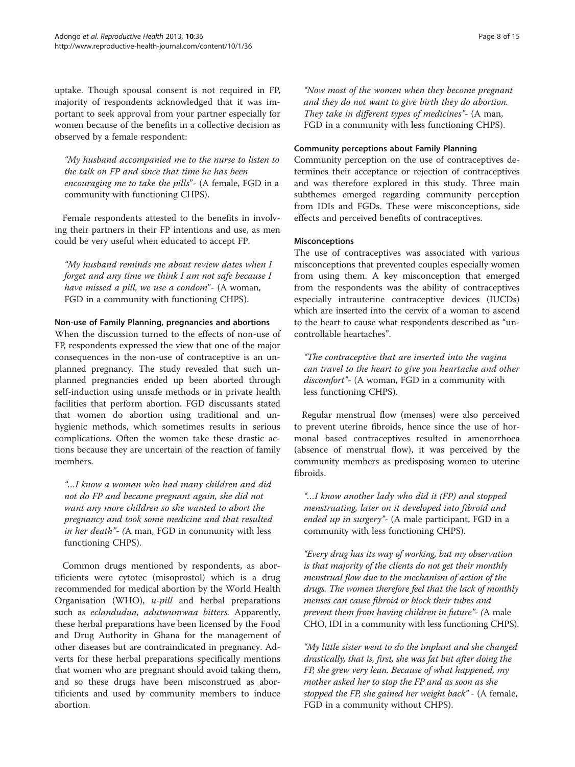uptake. Though spousal consent is not required in FP, majority of respondents acknowledged that it was important to seek approval from your partner especially for women because of the benefits in a collective decision as observed by a female respondent:

> *"My husband accompanied me to the nurse to listen to the talk on FP and since that time he has been encouraging me to take the pills"*- (A female, FGD in a community with functioning CHPS).

Female respondents attested to the benefits in involving their partners in their FP intentions and use, as men could be very useful when educated to accept FP.

> *"My husband reminds me about review dates when I forget and any time we think I am not safe because I have missed a pill, we use a condom"*- (A woman, FGD in a community with functioning CHPS).

#### Non-use of Family Planning, pregnancies and abortions

When the discussion turned to the effects of non-use of FP, respondents expressed the view that one of the major consequences in the non-use of contraceptive is an unplanned pregnancy. The study revealed that such unplanned pregnancies ended up been aborted through self-induction using unsafe methods or in private health facilities that perform abortion. FGD discussants stated that women do abortion using traditional and unhygienic methods, which sometimes results in serious complications. Often the women take these drastic actions because they are uncertain of the reaction of family members.

> *"…I know a woman who had many children and did not do FP and became pregnant again, she did not want any more children so she wanted to abort the pregnancy and took some medicine and that resulted in her death"*- (A man, FGD in community with less functioning CHPS).

Common drugs mentioned by respondents, as abortificients were cytotec (misoprostol) which is a drug recommended for medical abortion by the World Health Organisation (WHO), *u-pill* and herbal preparations such as *eclandudua, adutwumwaa bitters*. Apparently, these herbal preparations have been licensed by the Food and Drug Authority in Ghana for the management of other diseases but are contraindicated in pregnancy. Adverts for these herbal preparations specifically mentions that women who are pregnant should avoid taking them, and so these drugs have been misconstrued as abortificients and used by community members to induce abortion.

> *"Now most of the women when they become pregnant and they do not want to give birth they do abortion. They take in different types of medicines"*- (A man, FGD in a community with less functioning CHPS).

#### Community perceptions about Family Planning

Community perception on the use of contraceptives determines their acceptance or rejection of contraceptives and was therefore explored in this study. Three main subthemes emerged regarding community perception from IDIs and FGDs. These were misconceptions, side effects and perceived benefits of contraceptives.

#### Misconceptions

The use of contraceptives was associated with various misconceptions that prevented couples especially women from using them. A key misconception that emerged from the respondents was the ability of contraceptives especially intrauterine contraceptive devices (IUCDs) which are inserted into the cervix of a woman to ascend to the heart to cause what respondents described as "uncontrollable heartaches".

> *"The contraceptive that are inserted into the vagina can travel to the heart to give you heartache and other discomfort"*- (A woman, FGD in a community with less functioning CHPS).

Regular menstrual flow (menses) were also perceived to prevent uterine fibroids, hence since the use of hormonal based contraceptives resulted in amenorrhoea (absence of menstrual flow), it was perceived by the community members as predisposing women to uterine fibroids.

> *"…I know another lady who did it (FP) and stopped menstruating, later on it developed into fibroid and ended up in surgery"*- (A male participant, FGD in a community with less functioning CHPS).

> *"Every drug has its way of working, but my observation is that majority of the clients do not get their monthly menstrual flow due to the mechanism of action of the drugs. The women therefore feel that the lack of monthly menses can cause fibroid or block their tubes and prevent them from having children in future"*- (A male CHO, IDI in a community with less functioning CHPS).

> *"My little sister went to do the implant and she changed drastically, that is, first, she was fat but after doing the FP, she grew very lean. Because of what happened, my mother asked her to stop the FP and as soon as she stopped the FP, she gained her weight back"* - (A female, FGD in a community without CHPS).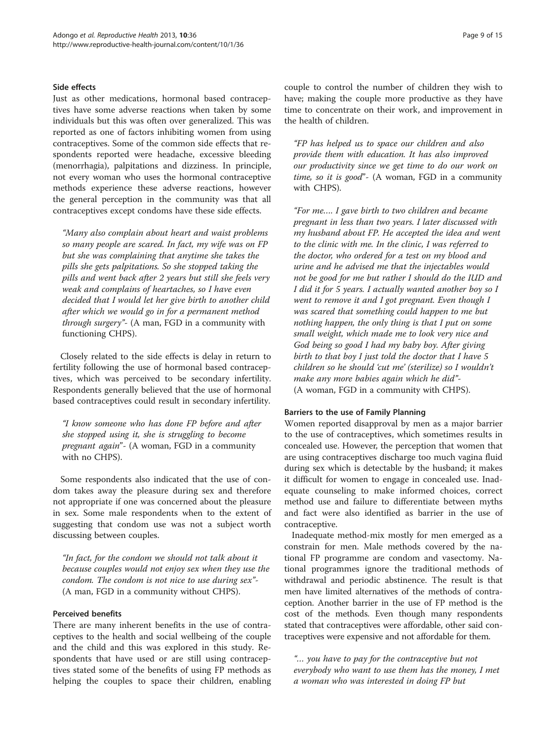#### Side effects

Just as other medications, hormonal based contraceptives have some adverse reactions when taken by some individuals but this was often over generalized. This was reported as one of factors inhibiting women from using contraceptives. Some of the common side effects that respondents reported were headache, excessive bleeding (menorrhagia), palpitations and dizziness. In principle, not every woman who uses the hormonal contraceptive methods experience these adverse reactions, however the general perception in the community was that all contraceptives except condoms have these side effects.

> *"Many also complain about heart and waist problems so many people are scared. In fact, my wife was on FP but she was complaining that anytime she takes the pills she gets palpitations. So she stopped taking the pills and went back after 2 years but still she feels very weak and complains of heartaches, so I have even decided that I would let her give birth to another child after which we would go in for a permanent method through surgery"*- (A man, FGD in a community with functioning CHPS).

Closely related to the side effects is delay in return to fertility following the use of hormonal based contraceptives, which was perceived to be secondary infertility. Respondents generally believed that the use of hormonal based contraceptives could result in secondary infertility.

> *"I know someone who has done FP before and after she stopped using it, she is struggling to become pregnant again"*- (A woman, FGD in a community with no CHPS).

Some respondents also indicated that the use of condom takes away the pleasure during sex and therefore not appropriate if one was concerned about the pleasure in sex. Some male respondents when to the extent of suggesting that condom use was not a subject worth discussing between couples.

> *"In fact, for the condom we should not talk about it because couples would not enjoy sex when they use the condom. The condom is not nice to use during sex"*- (A man, FGD in a community without CHPS).

#### Perceived benefits

There are many inherent benefits in the use of contraceptives to the health and social wellbeing of the couple and the child and this was explored in this study. Respondents that have used or are still using contraceptives stated some of the benefits of using FP methods as helping the couples to space their children, enabling couple to control the number of children they wish to have; making the couple more productive as they have time to concentrate on their work, and improvement in the health of children.

> *"FP has helped us to space our children and also provide them with education. It has also improved our productivity since we get time to do our work on time, so it is good"*- (A woman, FGD in a community with CHPS).

> *"For me.... I gave birth to two children and became pregnant in less than two years. I later discussed with my husband about FP. He accepted the idea and went to the clinic with me. In the clinic, I was referred to the doctor, who ordered for a test on my blood and urine and he advised me that the injectables would not be good for me but rather I should do the IUD and I did it for 5 years. I actually wanted another boy so I went to remove it and I got pregnant. Even though I was scared that something could happen to me but nothing happen, the only thing is that I put on some small weight, which made me to look very nice and God being so good I had my baby boy. After giving birth to that boy I just told the doctor that I have 5 children so he should 'cut me' (sterilize) so I wouldn't make any more babies again which he did"*- (A woman, FGD in a community with CHPS).

#### Barriers to the use of Family Planning

Women reported disapproval by men as a major barrier to the use of contraceptives, which sometimes results in concealed use. However, the perception that women that are using contraceptives discharge too much vagina fluid during sex which is detectable by the husband; it makes it difficult for women to engage in concealed use. Inadequate counseling to make informed choices, correct method use and failure to differentiate between myths and fact were also identified as barrier in the use of contraceptive.

Inadequate method-mix mostly for men emerged as a constrain for men. Male methods covered by the national FP programme are condom and vasectomy. National programmes ignore the traditional methods of withdrawal and periodic abstinence. The result is that men have limited alternatives of the methods of contraception. Another barrier in the use of FP method is the cost of the methods. Even though many respondents stated that contraceptives were affordable, other said contraceptives were expensive and not affordable for them.

> *"... you have to pay for the contraceptive but not everybody who want to use them has the money, I met a woman who was interested in doing FP but*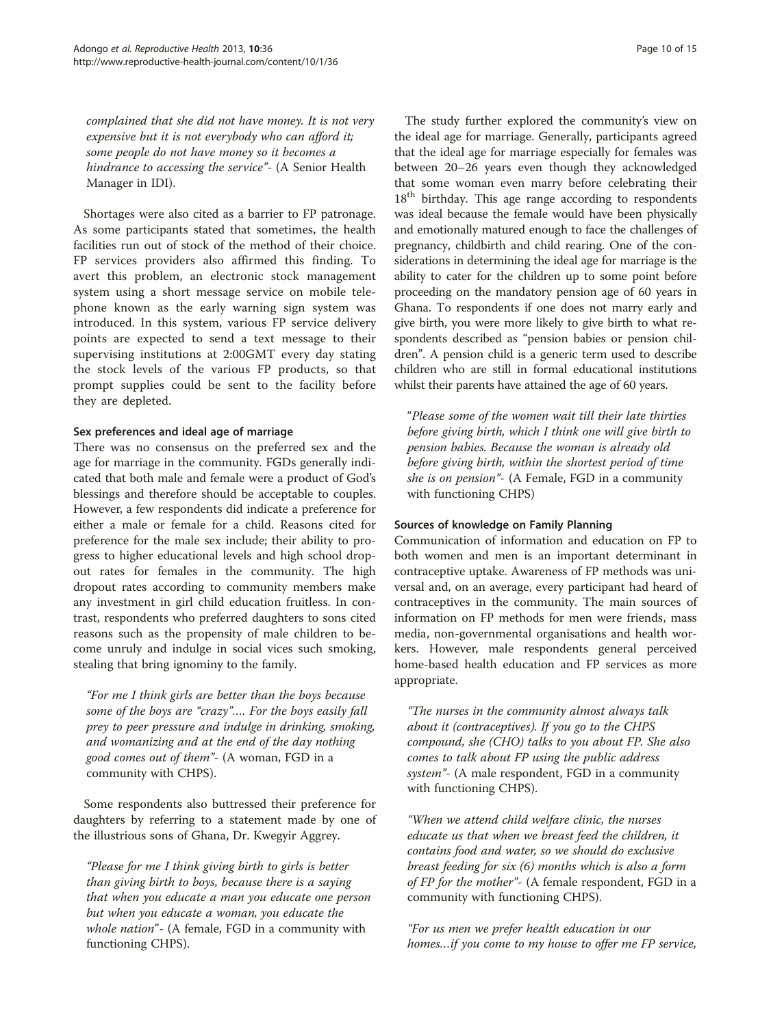*complained that she did not have money. It is not very expensive but it is not everybody who can afford it; some people do not have money so it becomes a hindrance to accessing the service"*- (A Senior Health Manager in IDI).

Shortages were also cited as a barrier to FP patronage. As some participants stated that sometimes, the health facilities run out of stock of the method of their choice. FP services providers also affirmed this finding. To avert this problem, an electronic stock management system using a short message service on mobile telephone known as the early warning sign system was introduced. In this system, various FP service delivery points are expected to send a text message to their supervising institutions at 2:00GMT every day stating the stock levels of the various FP products, so that prompt supplies could be sent to the facility before they are depleted.

#### Sex preferences and ideal age of marriage

There was no consensus on the preferred sex and the age for marriage in the community. FGDs generally indicated that both male and female were a product of God's blessings and therefore should be acceptable to couples. However, a few respondents did indicate a preference for either a male or female for a child. Reasons cited for preference for the male sex include; their ability to progress to higher educational levels and high school dropout rates for females in the community. The high dropout rates according to community members make any investment in girl child education fruitless. In contrast, respondents who preferred daughters to sons cited reasons such as the propensity of male children to become unruly and indulge in social vices such smoking, stealing that bring ignominy to the family.

*"For me I think girls are better than the boys because some of the boys are "crazy"…. For the boys easily fall prey to peer pressure and indulge in drinking, smoking, and womanizing and at the end of the day nothing good comes out of them"*- (A woman, FGD in a community with CHPS).

Some respondents also buttressed their preference for daughters by referring to a statement made by one of the illustrious sons of Ghana, Dr. Kwegyir Aggrey.

*"Please for me I think giving birth to girls is better than giving birth to boys, because there is a saying that when you educate a man you educate one person but when you educate a woman, you educate the whole nation"*- (A female, FGD in a community with functioning CHPS).

The study further explored the community's view on the ideal age for marriage. Generally, participants agreed that the ideal age for marriage especially for females was between 20–26 years even though they acknowledged that some woman even marry before celebrating their 18th birthday. This age range according to respondents was ideal because the female would have been physically and emotionally matured enough to face the challenges of pregnancy, childbirth and child rearing. One of the considerations in determining the ideal age for marriage is the ability to cater for the children up to some point before proceeding on the mandatory pension age of 60 years in Ghana. To respondents if one does not marry early and give birth, you were more likely to give birth to what respondents described as "pension babies or pension children". A pension child is a generic term used to describe children who are still in formal educational institutions whilst their parents have attained the age of 60 years.

*"Please some of the women wait till their late thirties before giving birth, which I think one will give birth to pension babies. Because the woman is already old before giving birth, within the shortest period of time she is on pension"*- (A Female, FGD in a community with functioning CHPS)

#### Sources of knowledge on Family Planning

Communication of information and education on FP to both women and men is an important determinant in contraceptive uptake. Awareness of FP methods was universal and, on an average, every participant had heard of contraceptives in the community. The main sources of information on FP methods for men were friends, mass media, non-governmental organisations and health workers. However, male respondents general perceived home-based health education and FP services as more appropriate.

*"The nurses in the community almost always talk about it (contraceptives). If you go to the CHPS compound, she (CHO) talks to you about FP. She also comes to talk about FP using the public address system"*- (A male respondent, FGD in a community with functioning CHPS).

*"When we attend child welfare clinic, the nurses educate us that when we breast feed the children, it contains food and water, so we should do exclusive breast feeding for six (6) months which is also a form of FP for the mother"*- (A female respondent, FGD in a community with functioning CHPS).

*"For us men we prefer health education in our homes…if you come to my house to offer me FP service,*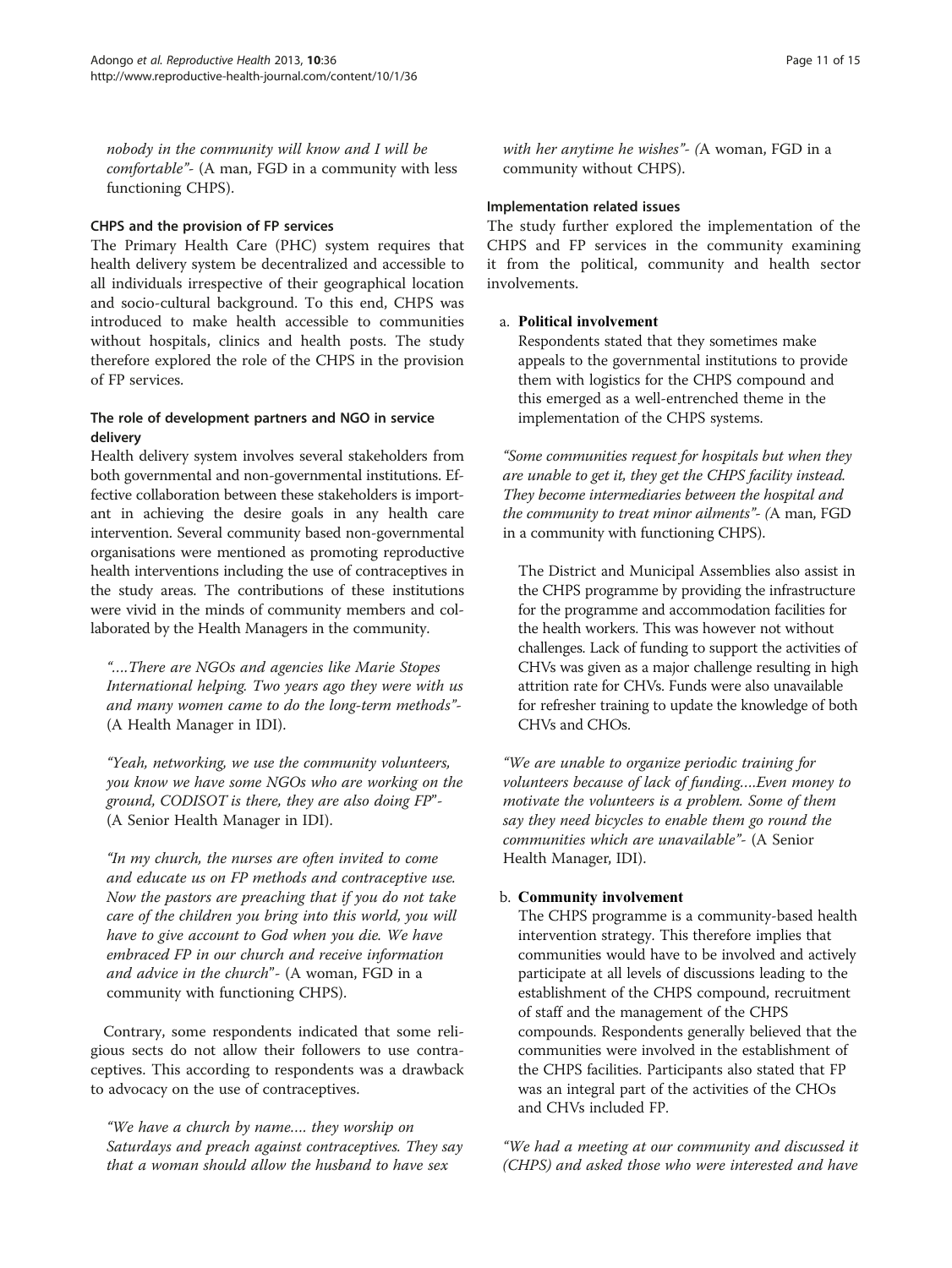*nobody in the community will know and I will be comfortable"*- (A man, FGD in a community with less functioning CHPS).

### CHPS and the provision of FP services

The Primary Health Care (PHC) system requires that health delivery system be decentralized and accessible to all individuals irrespective of their geographical location and socio-cultural background. To this end, CHPS was introduced to make health accessible to communities without hospitals, clinics and health posts. The study therefore explored the role of the CHPS in the provision of FP services.

### The role of development partners and NGO in service delivery

Health delivery system involves several stakeholders from both governmental and non-governmental institutions. Effective collaboration between these stakeholders is important in achieving the desire goals in any health care intervention. Several community based non-governmental organisations were mentioned as promoting reproductive health interventions including the use of contraceptives in the study areas. The contributions of these institutions were vivid in the minds of community members and collaborated by the Health Managers in the community.

> *"….There are NGOs and agencies like Marie Stopes International helping. Two years ago they were with us and many women came to do the long-term methods"*- (A Health Manager in IDI).

> *"Yeah, networking, we use the community volunteers, you know we have some NGOs who are working on the ground, CODISOT is there, they are also doing FP"*- (A Senior Health Manager in IDI).

> *"In my church, the nurses are often invited to come and educate us on FP methods and contraceptive use. Now the pastors are preaching that if you do not take care of the children you bring into this world, you will have to give account to God when you die. We have embraced FP in our church and receive information and advice in the church"*- (A woman, FGD in a community with functioning CHPS).

Contrary, some respondents indicated that some religious sects do not allow their followers to use contraceptives. This according to respondents was a drawback to advocacy on the use of contraceptives.

> *"We have a church by name.… they worship on Saturdays and preach against contraceptives. They say that a woman should allow the husband to have sex with her anytime he wishes"*- (A woman, FGD in a community without CHPS).

### Implementation related issues

The study further explored the implementation of the CHPS and FP services in the community examining it from the political, community and health sector involvements.

a. **Political involvement**

   Respondents stated that they sometimes make appeals to the governmental institutions to provide them with logistics for the CHPS compound and this emerged as a well-entrenched theme in the implementation of the CHPS systems.

> *"Some communities request for hospitals but when they are unable to get it, they get the CHPS facility instead. They become intermediaries between the hospital and the community to treat minor ailments"*- (A man, FGD in a community with functioning CHPS).

   The District and Municipal Assemblies also assist in the CHPS programme by providing the infrastructure for the programme and accommodation facilities for the health workers. This was however not without challenges. Lack of funding to support the activities of CHVs was given as a major challenge resulting in high attrition rate for CHVs. Funds were also unavailable for refresher training to update the knowledge of both CHVs and CHOs.

> *"We are unable to organize periodic training for volunteers because of lack of funding….Even money to motivate the volunteers is a problem. Some of them say they need bicycles to enable them go round the communities which are unavailable"*- (A Senior Health Manager, IDI).

b. **Community involvement**

   The CHPS programme is a community-based health intervention strategy. This therefore implies that communities would have to be involved and actively participate at all levels of discussions leading to the establishment of the CHPS compound, recruitment of staff and the management of the CHPS compounds. Respondents generally believed that the communities were involved in the establishment of the CHPS facilities. Participants also stated that FP was an integral part of the activities of the CHOs and CHVs included FP.

> *"We had a meeting at our community and discussed it (CHPS) and asked those who were interested and have*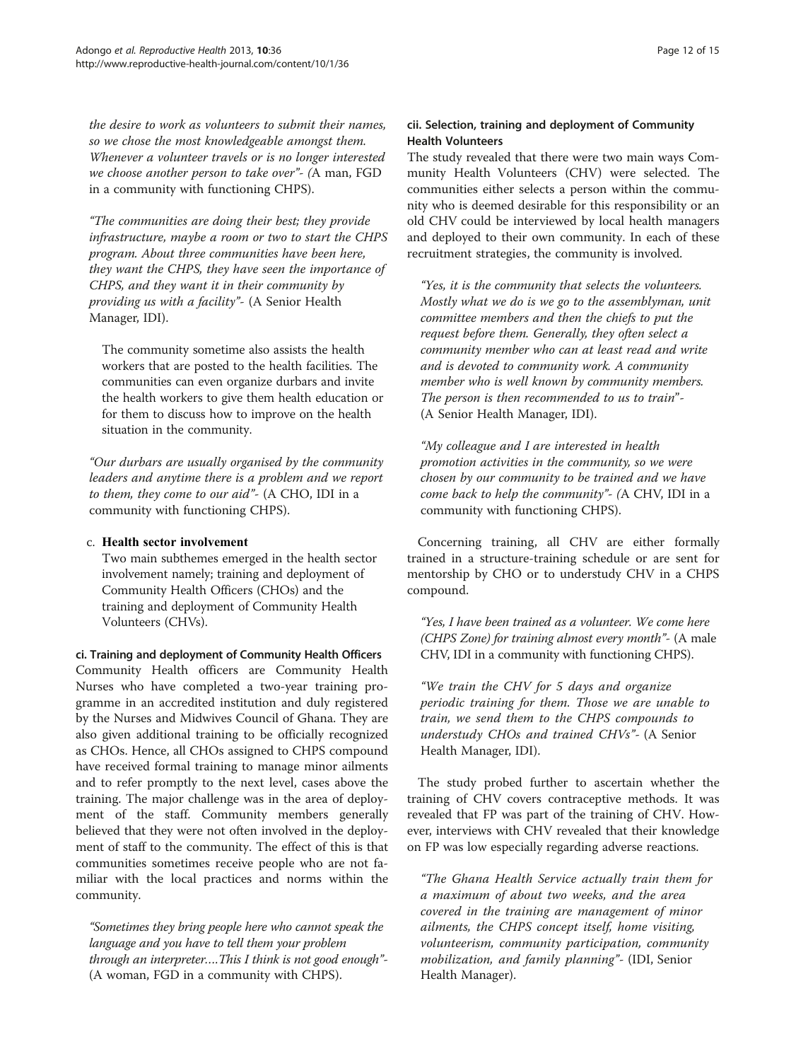*the desire to work as volunteers to submit their names, so we chose the most knowledgeable amongst them. Whenever a volunteer travels or is no longer interested we choose another person to take over"- (*A man, FGD in a community with functioning CHPS).

*"The communities are doing their best; they provide infrastructure, maybe a room or two to start the CHPS program. About three communities have been here, they want the CHPS, they have seen the importance of CHPS, and they want it in their community by providing us with a facility"-* (A Senior Health Manager, IDI).

The community sometime also assists the health workers that are posted to the health facilities. The communities can even organize durbars and invite the health workers to give them health education or for them to discuss how to improve on the health situation in the community.

*"Our durbars are usually organised by the community leaders and anytime there is a problem and we report to them, they come to our aid"-* (A CHO, IDI in a community with functioning CHPS).

c. **Health sector involvement**

Two main subthemes emerged in the health sector involvement namely; training and deployment of Community Health Officers (CHOs) and the training and deployment of Community Health Volunteers (CHVs).

#### ci. Training and deployment of Community Health Officers

Community Health officers are Community Health Nurses who have completed a two-year training programme in an accredited institution and duly registered by the Nurses and Midwives Council of Ghana. They are also given additional training to be officially recognized as CHOs. Hence, all CHOs assigned to CHPS compound have received formal training to manage minor ailments and to refer promptly to the next level, cases above the training. The major challenge was in the area of deployment of the staff. Community members generally believed that they were not often involved in the deployment of staff to the community. The effect of this is that communities sometimes receive people who are not familiar with the local practices and norms within the community.

*"Sometimes they bring people here who cannot speak the language and you have to tell them your problem through an interpreter….This I think is not good enough"-* (A woman, FGD in a community with CHPS).

#### cii. Selection, training and deployment of Community Health Volunteers

The study revealed that there were two main ways Community Health Volunteers (CHV) were selected. The communities either selects a person within the community who is deemed desirable for this responsibility or an old CHV could be interviewed by local health managers and deployed to their own community. In each of these recruitment strategies, the community is involved.

*"Yes, it is the community that selects the volunteers. Mostly what we do is we go to the assemblyman, unit committee members and then the chiefs to put the request before them. Generally, they often select a community member who can at least read and write and is devoted to community work. A community member who is well known by community members. The person is then recommended to us to train"-* (A Senior Health Manager, IDI).

*"My colleague and I are interested in health promotion activities in the community, so we were chosen by our community to be trained and we have come back to help the community"- (*A CHV, IDI in a community with functioning CHPS).

Concerning training, all CHV are either formally trained in a structure-training schedule or are sent for mentorship by CHO or to understudy CHV in a CHPS compound.

*"Yes, I have been trained as a volunteer. We come here (CHPS Zone) for training almost every month"-* (A male CHV, IDI in a community with functioning CHPS).

*"We train the CHV for 5 days and organize periodic training for them. Those we are unable to train, we send them to the CHPS compounds to understudy CHOs and trained CHVs"-* (A Senior Health Manager, IDI).

The study probed further to ascertain whether the training of CHV covers contraceptive methods. It was revealed that FP was part of the training of CHV. However, interviews with CHV revealed that their knowledge on FP was low especially regarding adverse reactions.

*"The Ghana Health Service actually train them for a maximum of about two weeks, and the area covered in the training are management of minor ailments, the CHPS concept itself, home visiting, volunteerism, community participation, community mobilization, and family planning"-* (IDI, Senior Health Manager).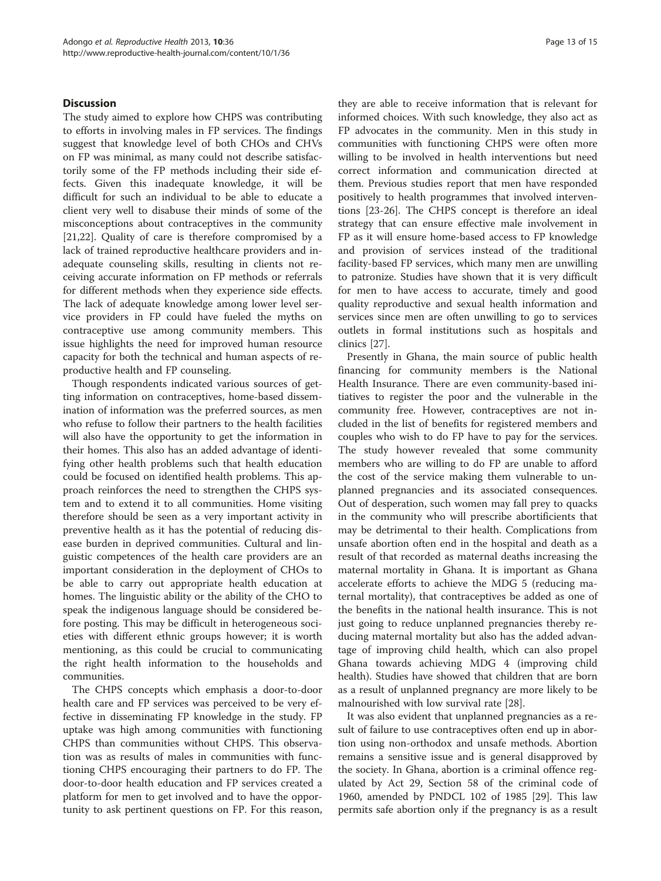## Discussion

The study aimed to explore how CHPS was contributing to efforts in involving males in FP services. The findings suggest that knowledge level of both CHOs and CHVs on FP was minimal, as many could not describe satisfactorily some of the FP methods including their side effects. Given this inadequate knowledge, it will be difficult for such an individual to be able to educate a client very well to disabuse their minds of some of the misconceptions about contraceptives in the community [21,22]. Quality of care is therefore compromised by a lack of trained reproductive healthcare providers and inadequate counseling skills, resulting in clients not receiving accurate information on FP methods or referrals for different methods when they experience side effects. The lack of adequate knowledge among lower level service providers in FP could have fueled the myths on contraceptive use among community members. This issue highlights the need for improved human resource capacity for both the technical and human aspects of reproductive health and FP counseling.

Though respondents indicated various sources of getting information on contraceptives, home-based dissemination of information was the preferred sources, as men who refuse to follow their partners to the health facilities will also have the opportunity to get the information in their homes. This also has an added advantage of identifying other health problems such that health education could be focused on identified health problems. This approach reinforces the need to strengthen the CHPS system and to extend it to all communities. Home visiting therefore should be seen as a very important activity in preventive health as it has the potential of reducing disease burden in deprived communities. Cultural and linguistic competences of the health care providers are an important consideration in the deployment of CHOs to be able to carry out appropriate health education at homes. The linguistic ability or the ability of the CHO to speak the indigenous language should be considered before posting. This may be difficult in heterogeneous societies with different ethnic groups however; it is worth mentioning, as this could be crucial to communicating the right health information to the households and communities.

The CHPS concepts which emphasis a door-to-door health care and FP services was perceived to be very effective in disseminating FP knowledge in the study. FP uptake was high among communities with functioning CHPS than communities without CHPS. This observation was as results of males in communities with functioning CHPS encouraging their partners to do FP. The door-to-door health education and FP services created a platform for men to get involved and to have the opportunity to ask pertinent questions on FP. For this reason, they are able to receive information that is relevant for informed choices. With such knowledge, they also act as FP advocates in the community. Men in this study in communities with functioning CHPS were often more willing to be involved in health interventions but need correct information and communication directed at them. Previous studies report that men have responded positively to health programmes that involved interventions [23-26]. The CHPS concept is therefore an ideal strategy that can ensure effective male involvement in FP as it will ensure home-based access to FP knowledge and provision of services instead of the traditional facility-based FP services, which many men are unwilling to patronize. Studies have shown that it is very difficult for men to have access to accurate, timely and good quality reproductive and sexual health information and services since men are often unwilling to go to services outlets in formal institutions such as hospitals and clinics [27].

Presently in Ghana, the main source of public health financing for community members is the National Health Insurance. There are even community-based initiatives to register the poor and the vulnerable in the community free. However, contraceptives are not included in the list of benefits for registered members and couples who wish to do FP have to pay for the services. The study however revealed that some community members who are willing to do FP are unable to afford the cost of the service making them vulnerable to unplanned pregnancies and its associated consequences. Out of desperation, such women may fall prey to quacks in the community who will prescribe abortificients that may be detrimental to their health. Complications from unsafe abortion often end in the hospital and death as a result of that recorded as maternal deaths increasing the maternal mortality in Ghana. It is important as Ghana accelerate efforts to achieve the MDG 5 (reducing maternal mortality), that contraceptives be added as one of the benefits in the national health insurance. This is not just going to reduce unplanned pregnancies thereby reducing maternal mortality but also has the added advantage of improving child health, which can also propel Ghana towards achieving MDG 4 (improving child health). Studies have showed that children that are born as a result of unplanned pregnancy are more likely to be malnourished with low survival rate [28].

It was also evident that unplanned pregnancies as a result of failure to use contraceptives often end up in abortion using non-orthodox and unsafe methods. Abortion remains a sensitive issue and is general disapproved by the society. In Ghana, abortion is a criminal offence regulated by Act 29, Section 58 of the criminal code of 1960, amended by PNDCL 102 of 1985 [29]. This law permits safe abortion only if the pregnancy is as a result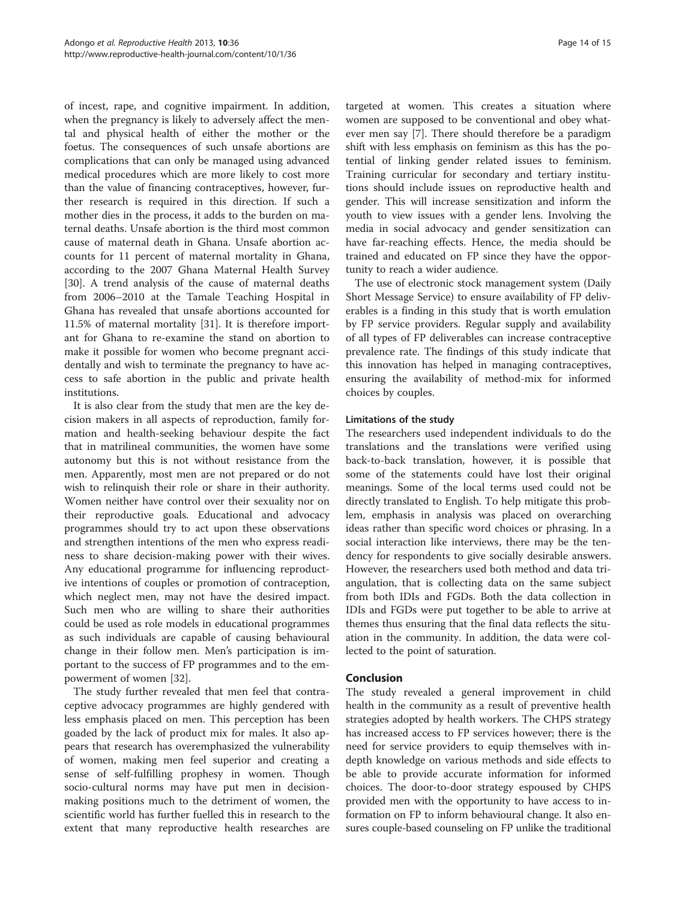of incest, rape, and cognitive impairment. In addition, when the pregnancy is likely to adversely affect the mental and physical health of either the mother or the foetus. The consequences of such unsafe abortions are complications that can only be managed using advanced medical procedures which are more likely to cost more than the value of financing contraceptives, however, further research is required in this direction. If such a mother dies in the process, it adds to the burden on maternal deaths. Unsafe abortion is the third most common cause of maternal death in Ghana. Unsafe abortion accounts for 11 percent of maternal mortality in Ghana, according to the 2007 Ghana Maternal Health Survey [30]. A trend analysis of the cause of maternal deaths from 2006–2010 at the Tamale Teaching Hospital in Ghana has revealed that unsafe abortions accounted for 11.5% of maternal mortality [31]. It is therefore important for Ghana to re-examine the stand on abortion to make it possible for women who become pregnant accidentally and wish to terminate the pregnancy to have access to safe abortion in the public and private health institutions.

It is also clear from the study that men are the key decision makers in all aspects of reproduction, family formation and health-seeking behaviour despite the fact that in matrilineal communities, the women have some autonomy but this is not without resistance from the men. Apparently, most men are not prepared or do not wish to relinquish their role or share in their authority. Women neither have control over their sexuality nor on their reproductive goals. Educational and advocacy programmes should try to act upon these observations and strengthen intentions of the men who express readiness to share decision-making power with their wives. Any educational programme for influencing reproductive intentions of couples or promotion of contraception, which neglect men, may not have the desired impact. Such men who are willing to share their authorities could be used as role models in educational programmes as such individuals are capable of causing behavioural change in their follow men. Men's participation is important to the success of FP programmes and to the empowerment of women [32].

The study further revealed that men feel that contraceptive advocacy programmes are highly gendered with less emphasis placed on men. This perception has been goaded by the lack of product mix for males. It also appears that research has overemphasized the vulnerability of women, making men feel superior and creating a sense of self-fulfilling prophesy in women. Though socio-cultural norms may have put men in decision-making positions much to the detriment of women, the scientific world has further fuelled this in research to the extent that many reproductive health researches are targeted at women. This creates a situation where women are supposed to be conventional and obey whatever men say [7]. There should therefore be a paradigm shift with less emphasis on feminism as this has the potential of linking gender related issues to feminism. Training curricular for secondary and tertiary institutions should include issues on reproductive health and gender. This will increase sensitization and inform the youth to view issues with a gender lens. Involving the media in social advocacy and gender sensitization can have far-reaching effects. Hence, the media should be trained and educated on FP since they have the opportunity to reach a wider audience.

The use of electronic stock management system (Daily Short Message Service) to ensure availability of FP deliverables is a finding in this study that is worth emulation by FP service providers. Regular supply and availability of all types of FP deliverables can increase contraceptive prevalence rate. The findings of this study indicate that this innovation has helped in managing contraceptives, ensuring the availability of method-mix for informed choices by couples.

### Limitations of the study

The researchers used independent individuals to do the translations and the translations were verified using back-to-back translation, however, it is possible that some of the statements could have lost their original meanings. Some of the local terms used could not be directly translated to English. To help mitigate this problem, emphasis in analysis was placed on overarching ideas rather than specific word choices or phrasing. In a social interaction like interviews, there may be the tendency for respondents to give socially desirable answers. However, the researchers used both method and data triangulation, that is collecting data on the same subject from both IDIs and FGDs. Both the data collection in IDIs and FGDs were put together to be able to arrive at themes thus ensuring that the final data reflects the situation in the community. In addition, the data were collected to the point of saturation.

## Conclusion

The study revealed a general improvement in child health in the community as a result of preventive health strategies adopted by health workers. The CHPS strategy has increased access to FP services however; there is the need for service providers to equip themselves with in-depth knowledge on various methods and side effects to be able to provide accurate information for informed choices. The door-to-door strategy espoused by CHPS provided men with the opportunity to have access to information on FP to inform behavioural change. It also ensures couple-based counseling on FP unlike the traditional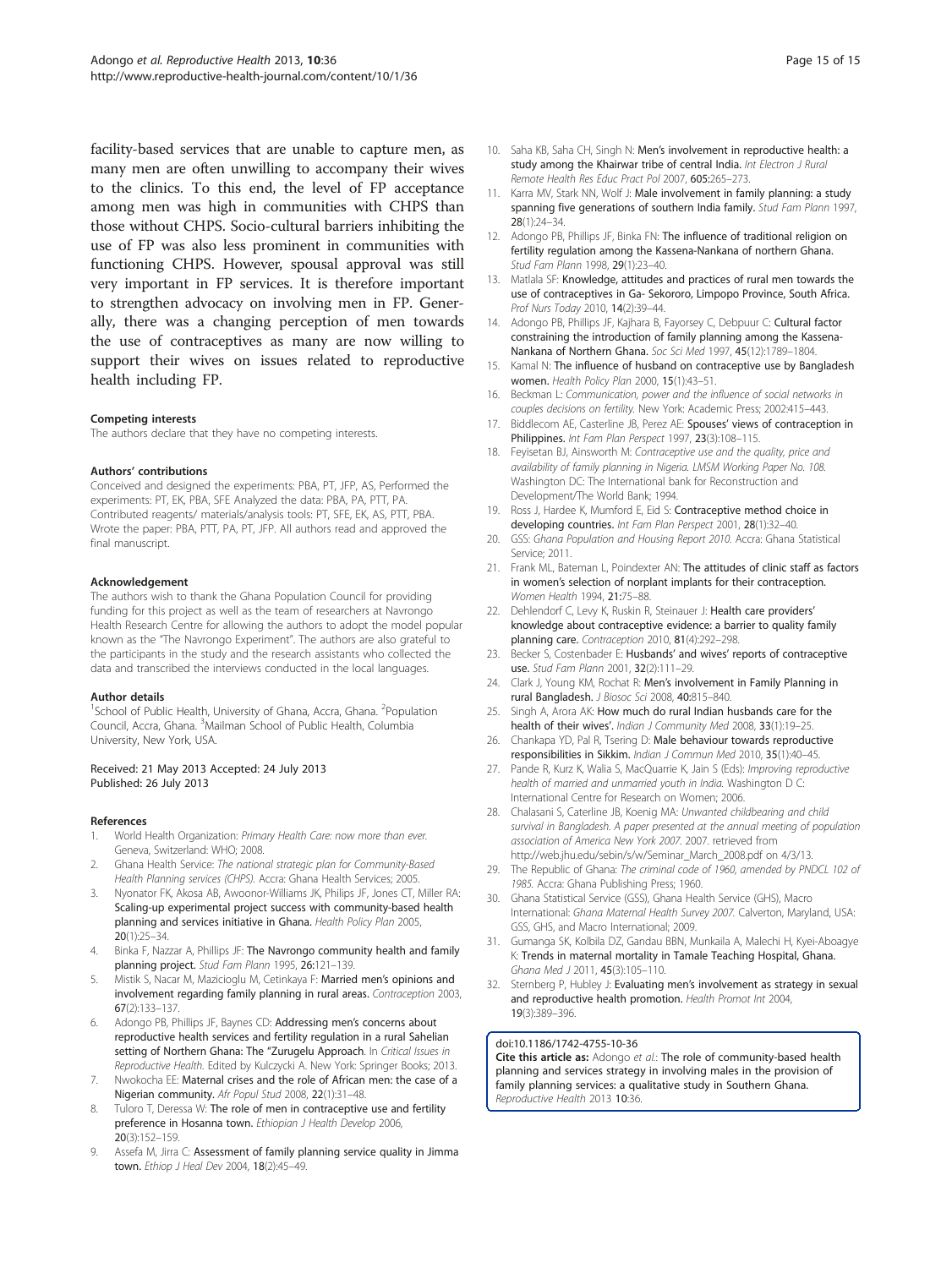facility-based services that are unable to capture men, as many men are often unwilling to accompany their wives to the clinics. To this end, the level of FP acceptance among men was high in communities with CHPS than those without CHPS. Socio-cultural barriers inhibiting the use of FP was also less prominent in communities with functioning CHPS. However, spousal approval was still very important in FP services. It is therefore important to strengthen advocacy on involving men in FP. Generally, there was a changing perception of men towards the use of contraceptives as many are now willing to support their wives on issues related to reproductive health including FP.

#### Competing interests
The authors declare that they have no competing interests.

#### Authors' contributions
Conceived and designed the experiments: PBA, PT, JFP, AS, Performed the experiments: PT, EK, PBA, SFE Analyzed the data: PBA, PA, PTT, PA. Contributed reagents/ materials/analysis tools: PT, SFE, EK, AS, PTT, PBA. Wrote the paper: PBA, PTT, PA, PT, JFP. All authors read and approved the final manuscript.

#### Acknowledgement
The authors wish to thank the Ghana Population Council for providing funding for this project as well as the team of researchers at Navrongo Health Research Centre for allowing the authors to adopt the model popular known as the "The Navrongo Experiment". The authors are also grateful to the participants in the study and the research assistants who collected the data and transcribed the interviews conducted in the local languages.

#### Author details
[1]School of Public Health, University of Ghana, Accra, Ghana. [2]Population Council, Accra, Ghana. [3]Mailman School of Public Health, Columbia University, New York, USA.

Received: 21 May 2013 Accepted: 24 July 2013
Published: 26 July 2013

#### References
1. World Health Organization: *Primary Health Care: now more than ever.* Geneva, Switzerland: WHO; 2008.
2. Ghana Health Service: *The national strategic plan for Community-Based Health Planning services (CHPS).* Accra: Ghana Health Services; 2005.
3. Nyonator FK, Akosa AB, Awoonor-Williams JK, Philips JF, Jones CT, Miller RA: **Scaling-up experimental project success with community-based health planning and services initiative in Ghana.** *Health Policy Plan* 2005, **20**(1):25–34.
4. Binka F, Nazzar A, Phillips JF: **The Navrongo community health and family planning project.** *Stud Fam Plann* 1995, **26**:121–139.
5. Mistik S, Nacar M, Mazicioglu M, Cetinkaya F: **Married men's opinions and involvement regarding family planning in rural areas.** *Contraception* 2003, **67**(2):133–137.
6. Adongo PB, Phillips JF, Baynes CD: **Addressing men's concerns about reproductive health services and fertility regulation in a rural Sahelian setting of Northern Ghana: The "Zurugelu Approach.** In *Critical Issues in Reproductive Health.* Edited by Kulczycki A. New York: Springer Books; 2013.
7. Nwokocha EE: **Maternal crises and the role of African men: the case of a Nigerian community.** *Afr Popul Stud* 2008, **22**(1):31–48.
8. Tuloro T, Deressa W: **The role of men in contraceptive use and fertility preference in Hosanna town.** *Ethiopian J Health Develop* 2006, **20**(3):152–159.
9. Assefa M, Jirra C: **Assessment of family planning service quality in Jimma town.** *Ethiop J Heal Dev* 2004, **18**(2):45–49.
10. Saha KB, Saha CH, Singh N: **Men's involvement in reproductive health: a study among the Khairwar tribe of central India.** *Int Electron J Rural Remote Health Res Educ Pract Pol* 2007, **605**:265–273.
11. Karra MV, Stark NN, Wolf J: **Male involvement in family planning: a study spanning five generations of southern India family.** *Stud Fam Plann* 1997, **28**(1):24–34.
12. Adongo PB, Phillips JF, Binka FN: **The influence of traditional religion on fertility regulation among the Kassena-Nankana of northern Ghana.** *Stud Fam Plann* 1998, **29**(1):23–40.
13. Matlala SF: **Knowledge, attitudes and practices of rural men towards the use of contraceptives in Ga- Sekororo, Limpopo Province, South Africa.** *Prof Nurs Today* 2010, **14**(2):39–44.
14. Adongo PB, Phillips JF, Kajhara B, Fayorsey C, Debpuur C: **Cultural factor constraining the introduction of family planning among the Kassena-Nankana of Northern Ghana.** *Soc Sci Med* 1997, **45**(12):1789–1804.
15. Kamal N: **The influence of husband on contraceptive use by Bangladesh women.** *Health Policy Plan* 2000, **15**(1):43–51.
16. Beckman L: *Communication, power and the influence of social networks in couples decisions on fertility.* New York: Academic Press; 2002:415–443.
17. Biddlecom AE, Casterline JB, Perez AE: **Spouses' views of contraception in Philippines.** *Int Fam Plan Perspect* 1997, **23**(3):108–115.
18. Feyisetan BJ, Ainsworth M: *Contraceptive use and the quality, price and availability of family planning in Nigeria. LMSM Working Paper No. 108.* Washington DC: The International bank for Reconstruction and Development/The World Bank; 1994.
19. Ross J, Hardee K, Mumford E, Eid S: **Contraceptive method choice in developing countries.** *Int Fam Plan Perspect* 2001, **28**(1):32–40.
20. GSS: *Ghana Population and Housing Report 2010.* Accra: Ghana Statistical Service; 2011.
21. Frank ML, Bateman L, Poindexter AN: **The attitudes of clinic staff as factors in women's selection of norplant implants for their contraception.** *Women Health* 1994, **21**:75–88.
22. Dehlendorf C, Levy K, Ruskin R, Steinauer J: **Health care providers' knowledge about contraceptive evidence: a barrier to quality family planning care.** *Contraception* 2010, **81**(4):292–298.
23. Becker S, Costenbader E: **Husbands' and wives' reports of contraceptive use.** *Stud Fam Plann* 2001, **32**(2):111–29.
24. Clark J, Young KM, Rochat R: **Men's involvement in Family Planning in rural Bangladesh.** *J Biosoc Sci* 2008, **40**:815–840.
25. Singh A, Arora AK: **How much do rural Indian husbands care for the health of their wives'.** *Indian J Community Med* 2008, **33**(1):19–25.
26. Chankapa YD, Pal R, Tsering D: **Male behaviour towards reproductive responsibilities in Sikkim.** *Indian J Commun Med* 2010, **35**(1):40–45.
27. Pande R, Kurz K, Walia S, MacQuarrie K, Jain S (Eds): *Improving reproductive health of married and unmarried youth in India.* Washington D C: International Centre for Research on Women; 2006.
28. Chalasani S, Caterline JB, Koenig MA: *Unwanted childbearing and child survival in Bangladesh. A paper presented at the annual meeting of population association of America New York 2007.* 2007. retrieved from http://web.jhu.edu/sebin/s/w/Seminar_March_2008.pdf on 4/3/13.
29. The Republic of Ghana: *The criminal code of 1960, amended by PNDCL 102 of 1985.* Accra: Ghana Publishing Press; 1960.
30. Ghana Statistical Service (GSS), Ghana Health Service (GHS), Macro International: *Ghana Maternal Health Survey 2007.* Calverton, Maryland, USA: GSS, GHS, and Macro International; 2009.
31. Gumanga SK, Kolbila DZ, Gandau BBN, Munkaila A, Malechi H, Kyei-Aboagye K: **Trends in maternal mortality in Tamale Teaching Hospital, Ghana.** *Ghana Med J* 2011, **45**(3):105–110.
32. Sternberg P, Hubley J: **Evaluating men's involvement as strategy in sexual and reproductive health promotion.** *Health Promot Int* 2004, **19**(3):389–396.

doi:10.1186/1742-4755-10-36
**Cite this article as:** Adongo *et al.*: The role of community-based health planning and services strategy in involving males in the provision of family planning services: a qualitative study in Southern Ghana. *Reproductive Health* 2013 **10**:36.